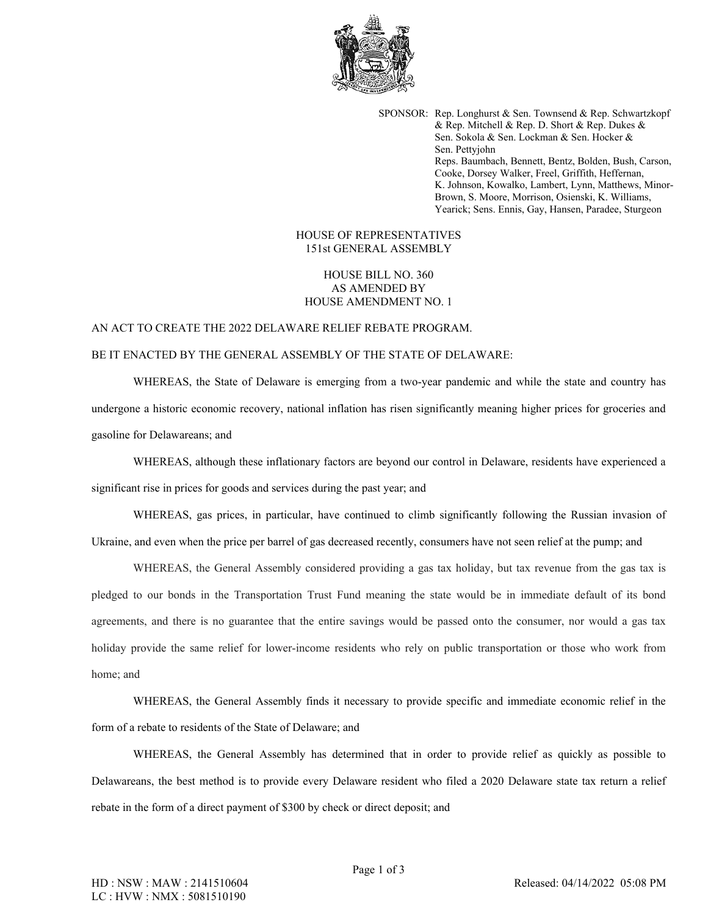SPONSOR: Rep. Longhurst & Sen. Townsend & Rep. Schwartzkopf & Rep. Mitchell & Rep. D. Short & Rep. Dukes & Sen. Sokola & Sen. Lockman & Sen. Hocker & Sen. Pettyjohn
Reps. Baumbach, Bennett, Bentz, Bolden, Bush, Carson, Cooke, Dorsey Walker, Freel, Griffith, Heffernan, K. Johnson, Kowalko, Lambert, Lynn, Matthews, Minor-Brown, S. Moore, Morrison, Osienski, K. Williams, Yearick; Sens. Ennis, Gay, Hansen, Paradee, Sturgeon

HOUSE OF REPRESENTATIVES
151st GENERAL ASSEMBLY

HOUSE BILL NO. 360
AS AMENDED BY
HOUSE AMENDMENT NO. 1

AN ACT TO CREATE THE 2022 DELAWARE RELIEF REBATE PROGRAM.

BE IT ENACTED BY THE GENERAL ASSEMBLY OF THE STATE OF DELAWARE:

WHEREAS, the State of Delaware is emerging from a two-year pandemic and while the state and country has undergone a historic economic recovery, national inflation has risen significantly meaning higher prices for groceries and gasoline for Delawareans; and

WHEREAS, although these inflationary factors are beyond our control in Delaware, residents have experienced a significant rise in prices for goods and services during the past year; and

WHEREAS, gas prices, in particular, have continued to climb significantly following the Russian invasion of Ukraine, and even when the price per barrel of gas decreased recently, consumers have not seen relief at the pump; and

WHEREAS, the General Assembly considered providing a gas tax holiday, but tax revenue from the gas tax is pledged to our bonds in the Transportation Trust Fund meaning the state would be in immediate default of its bond agreements, and there is no guarantee that the entire savings would be passed onto the consumer, nor would a gas tax holiday provide the same relief for lower-income residents who rely on public transportation or those who work from home; and

WHEREAS, the General Assembly finds it necessary to provide specific and immediate economic relief in the form of a rebate to residents of the State of Delaware; and

WHEREAS, the General Assembly has determined that in order to provide relief as quickly as possible to Delawareans, the best method is to provide every Delaware resident who filed a 2020 Delaware state tax return a relief rebate in the form of a direct payment of $300 by check or direct deposit; and

HD : NSW : MAW : 2141510604
LC : HVW : NMX : 5081510190
Released: 04/14/2022 05:08 PM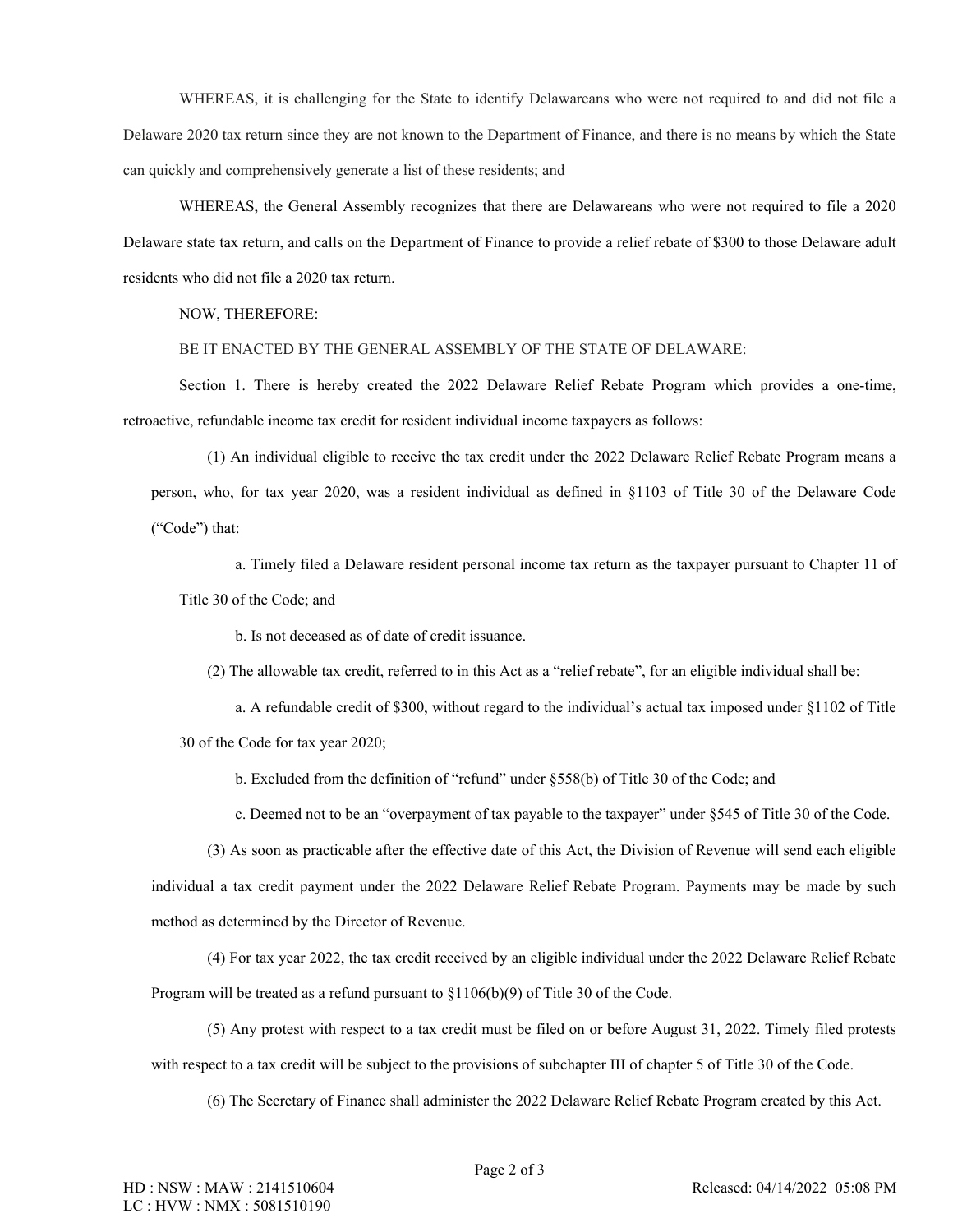WHEREAS, it is challenging for the State to identify Delawareans who were not required to and did not file a Delaware 2020 tax return since they are not known to the Department of Finance, and there is no means by which the State can quickly and comprehensively generate a list of these residents; and

WHEREAS, the General Assembly recognizes that there are Delawareans who were not required to file a 2020 Delaware state tax return, and calls on the Department of Finance to provide a relief rebate of $300 to those Delaware adult residents who did not file a 2020 tax return.

NOW, THEREFORE:

BE IT ENACTED BY THE GENERAL ASSEMBLY OF THE STATE OF DELAWARE:

Section 1. There is hereby created the 2022 Delaware Relief Rebate Program which provides a one-time, retroactive, refundable income tax credit for resident individual income taxpayers as follows:

(1) An individual eligible to receive the tax credit under the 2022 Delaware Relief Rebate Program means a person, who, for tax year 2020, was a resident individual as defined in §1103 of Title 30 of the Delaware Code ("Code") that:

a. Timely filed a Delaware resident personal income tax return as the taxpayer pursuant to Chapter 11 of Title 30 of the Code; and

b. Is not deceased as of date of credit issuance.

(2) The allowable tax credit, referred to in this Act as a "relief rebate", for an eligible individual shall be:

a. A refundable credit of $300, without regard to the individual's actual tax imposed under §1102 of Title 30 of the Code for tax year 2020;

b. Excluded from the definition of "refund" under §558(b) of Title 30 of the Code; and

c. Deemed not to be an "overpayment of tax payable to the taxpayer" under §545 of Title 30 of the Code.

(3) As soon as practicable after the effective date of this Act, the Division of Revenue will send each eligible individual a tax credit payment under the 2022 Delaware Relief Rebate Program. Payments may be made by such method as determined by the Director of Revenue.

(4) For tax year 2022, the tax credit received by an eligible individual under the 2022 Delaware Relief Rebate Program will be treated as a refund pursuant to §1106(b)(9) of Title 30 of the Code.

(5) Any protest with respect to a tax credit must be filed on or before August 31, 2022. Timely filed protests with respect to a tax credit will be subject to the provisions of subchapter III of chapter 5 of Title 30 of the Code.

(6) The Secretary of Finance shall administer the 2022 Delaware Relief Rebate Program created by this Act.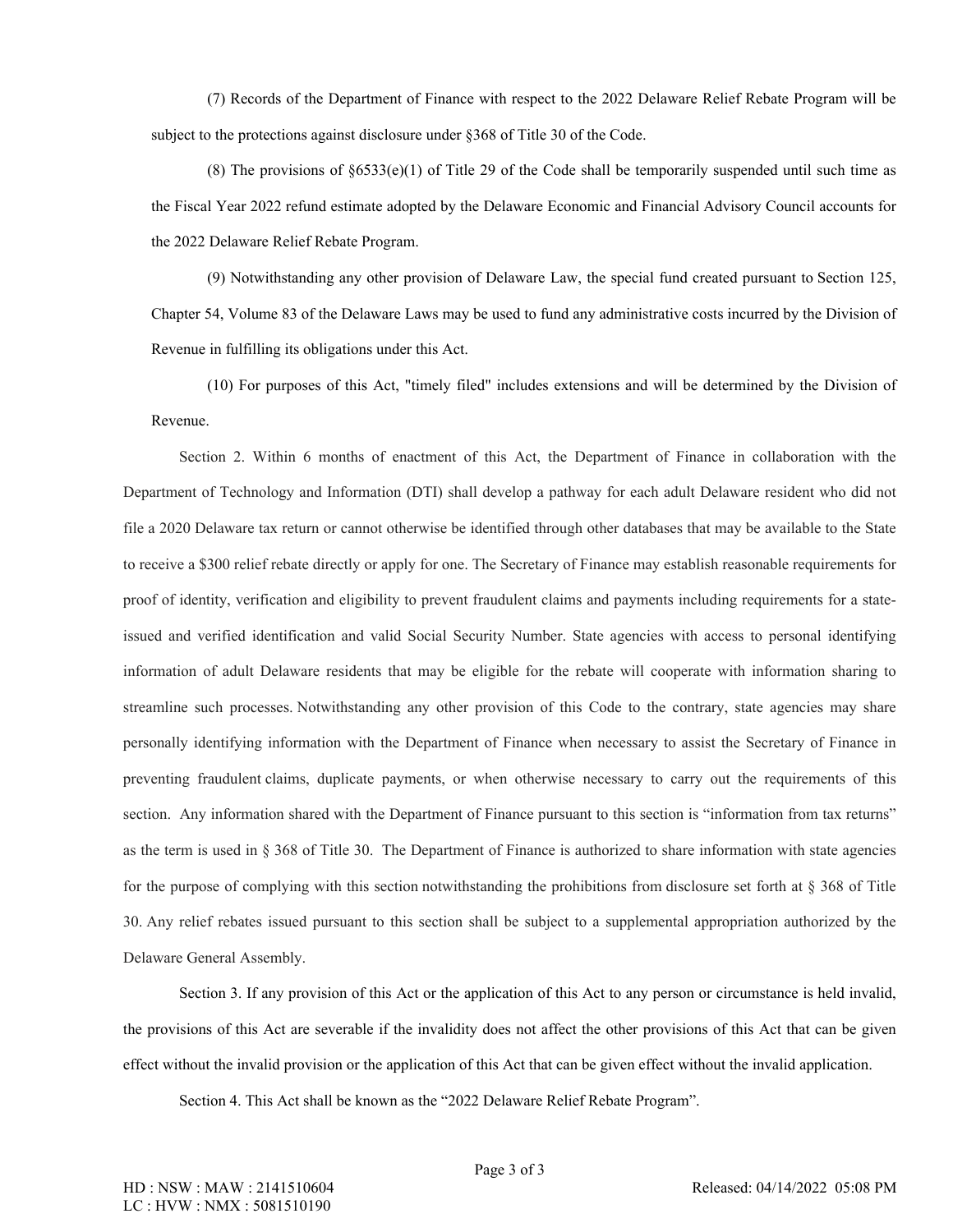(7) Records of the Department of Finance with respect to the 2022 Delaware Relief Rebate Program will be subject to the protections against disclosure under §368 of Title 30 of the Code.

(8) The provisions of §6533(e)(1) of Title 29 of the Code shall be temporarily suspended until such time as the Fiscal Year 2022 refund estimate adopted by the Delaware Economic and Financial Advisory Council accounts for the 2022 Delaware Relief Rebate Program.

(9) Notwithstanding any other provision of Delaware Law, the special fund created pursuant to Section 125, Chapter 54, Volume 83 of the Delaware Laws may be used to fund any administrative costs incurred by the Division of Revenue in fulfilling its obligations under this Act.

(10) For purposes of this Act, "timely filed" includes extensions and will be determined by the Division of Revenue.

Section 2. Within 6 months of enactment of this Act, the Department of Finance in collaboration with the Department of Technology and Information (DTI) shall develop a pathway for each adult Delaware resident who did not file a 2020 Delaware tax return or cannot otherwise be identified through other databases that may be available to the State to receive a $300 relief rebate directly or apply for one. The Secretary of Finance may establish reasonable requirements for proof of identity, verification and eligibility to prevent fraudulent claims and payments including requirements for a state-issued and verified identification and valid Social Security Number. State agencies with access to personal identifying information of adult Delaware residents that may be eligible for the rebate will cooperate with information sharing to streamline such processes. Notwithstanding any other provision of this Code to the contrary, state agencies may share personally identifying information with the Department of Finance when necessary to assist the Secretary of Finance in preventing fraudulent claims, duplicate payments, or when otherwise necessary to carry out the requirements of this section. Any information shared with the Department of Finance pursuant to this section is "information from tax returns" as the term is used in § 368 of Title 30. The Department of Finance is authorized to share information with state agencies for the purpose of complying with this section notwithstanding the prohibitions from disclosure set forth at § 368 of Title 30. Any relief rebates issued pursuant to this section shall be subject to a supplemental appropriation authorized by the Delaware General Assembly.

Section 3. If any provision of this Act or the application of this Act to any person or circumstance is held invalid, the provisions of this Act are severable if the invalidity does not affect the other provisions of this Act that can be given effect without the invalid provision or the application of this Act that can be given effect without the invalid application.

Section 4. This Act shall be known as the "2022 Delaware Relief Rebate Program".

HD : NSW : MAW : 2141510604
LC : HVW : NMX : 5081510190

Released: 04/14/2022 05:08 PM